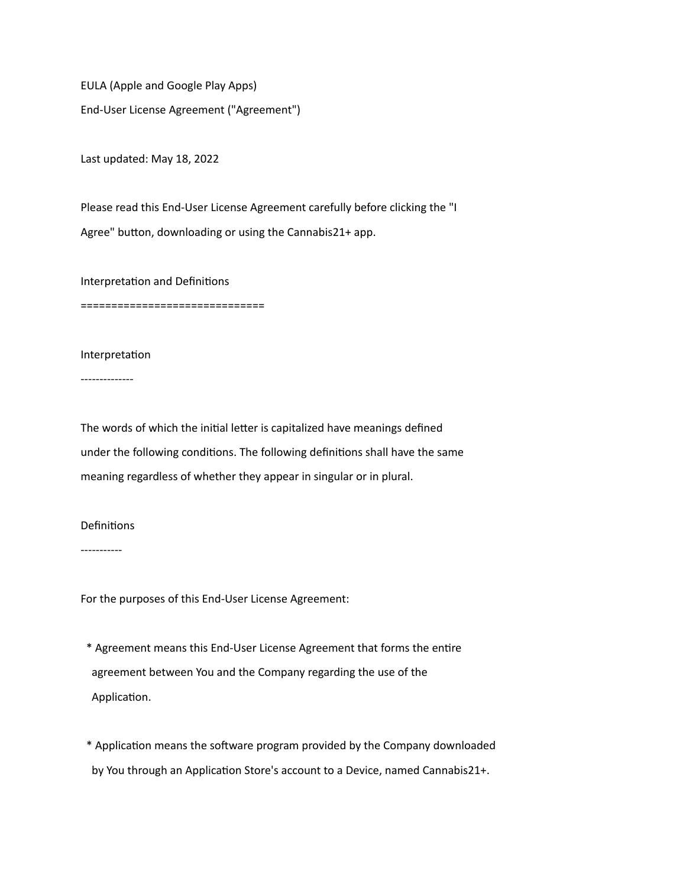EULA (Apple and Google Play Apps)

End-User License Agreement ("Agreement")

Last updated: May 18, 2022

Please read this End-User License Agreement carefully before clicking the "I Agree" button, downloading or using the Cannabis21+ app.

# Interpretation and Definitions

## Interpretation

The words of which the initial letter is capitalized have meanings defined under the following conditions. The following definitions shall have the same meaning regardless of whether they appear in singular or in plural.

## Definitions

For the purposes of this End-User License Agreement:

* Agreement means this End-User License Agreement that forms the entire agreement between You and the Company regarding the use of the Application.

* Application means the software program provided by the Company downloaded by You through an Application Store's account to a Device, named Cannabis21+.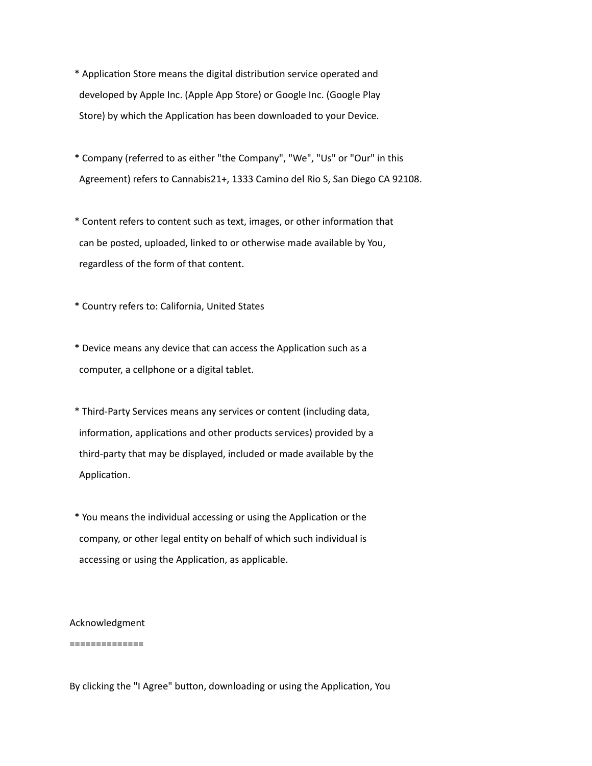* Application Store means the digital distribution service operated and developed by Apple Inc. (Apple App Store) or Google Inc. (Google Play Store) by which the Application has been downloaded to your Device.

* Company (referred to as either "the Company", "We", "Us" or "Our" in this Agreement) refers to Cannabis21+, 1333 Camino del Rio S, San Diego CA 92108.

* Content refers to content such as text, images, or other information that can be posted, uploaded, linked to or otherwise made available by You, regardless of the form of that content.

* Country refers to: California, United States

* Device means any device that can access the Application such as a computer, a cellphone or a digital tablet.

* Third-Party Services means any services or content (including data, information, applications and other products services) provided by a third-party that may be displayed, included or made available by the Application.

* You means the individual accessing or using the Application or the company, or other legal entity on behalf of which such individual is accessing or using the Application, as applicable.

## Acknowledgment

By clicking the "I Agree" button, downloading or using the Application, You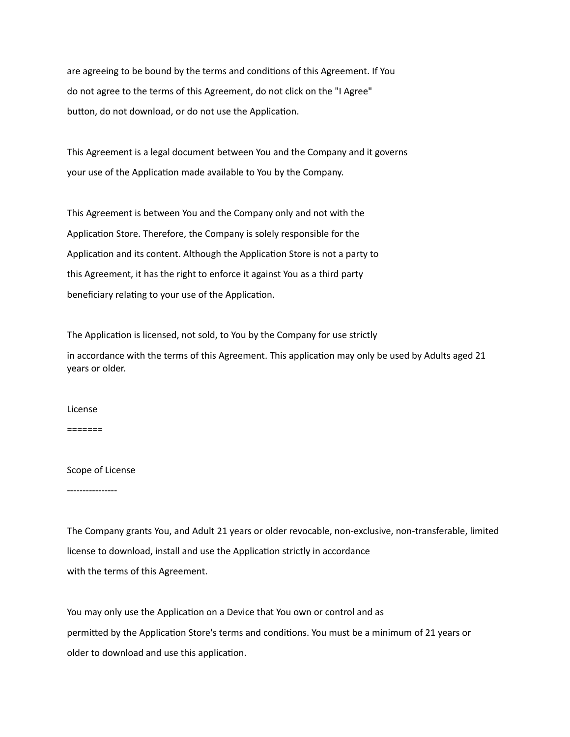are agreeing to be bound by the terms and conditions of this Agreement. If You do not agree to the terms of this Agreement, do not click on the "I Agree" button, do not download, or do not use the Application.

This Agreement is a legal document between You and the Company and it governs your use of the Application made available to You by the Company.

This Agreement is between You and the Company only and not with the Application Store. Therefore, the Company is solely responsible for the Application and its content. Although the Application Store is not a party to this Agreement, it has the right to enforce it against You as a third party beneficiary relating to your use of the Application.

The Application is licensed, not sold, to You by the Company for use strictly in accordance with the terms of this Agreement. This application may only be used by Adults aged 21 years or older.

# License

## Scope of License

The Company grants You, and Adult 21 years or older revocable, non-exclusive, non-transferable, limited license to download, install and use the Application strictly in accordance with the terms of this Agreement.

You may only use the Application on a Device that You own or control and as permitted by the Application Store's terms and conditions. You must be a minimum of 21 years or older to download and use this application.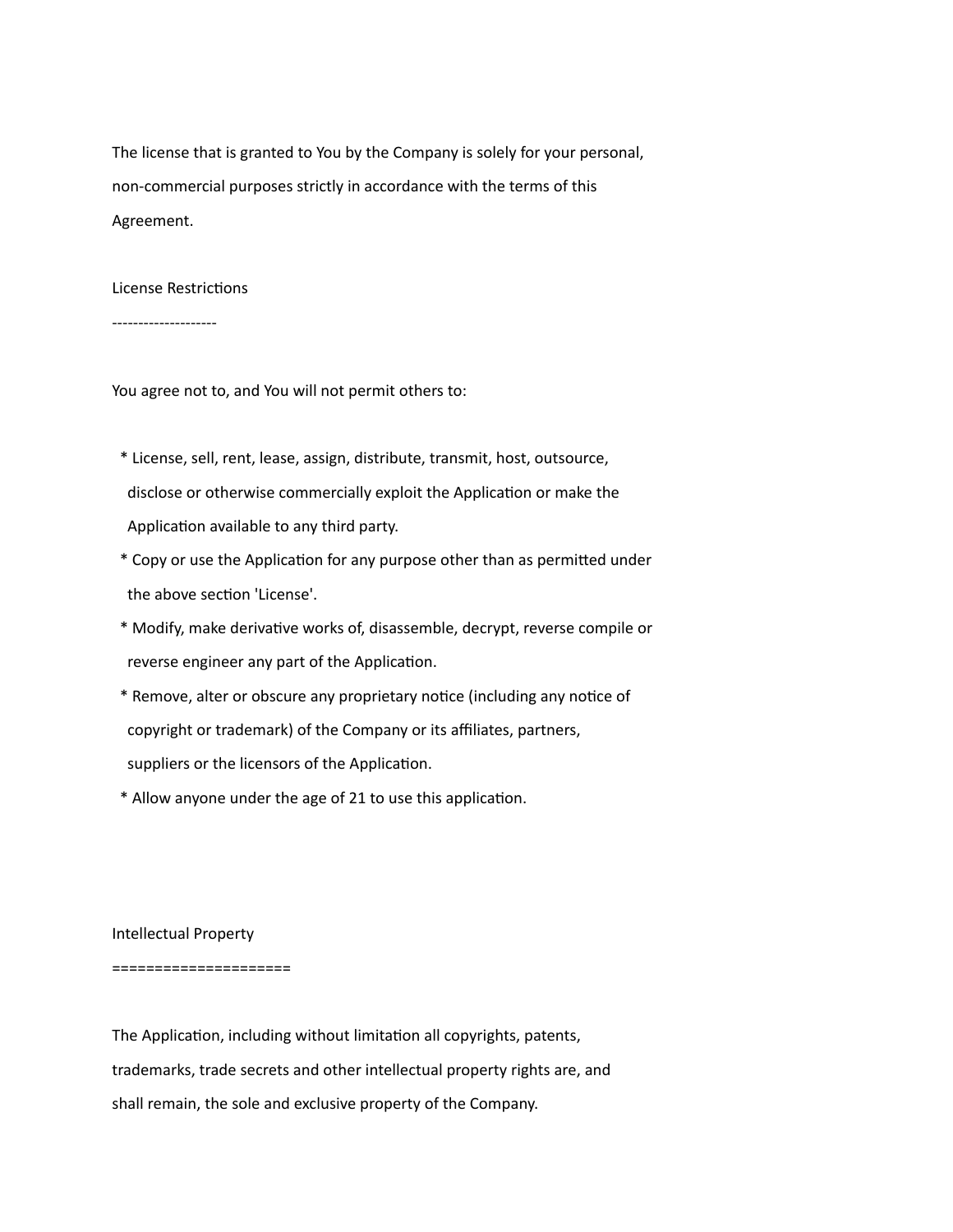The license that is granted to You by the Company is solely for your personal, non-commercial purposes strictly in accordance with the terms of this Agreement.

## License Restrictions

You agree not to, and You will not permit others to:

* License, sell, rent, lease, assign, distribute, transmit, host, outsource, disclose or otherwise commercially exploit the Application or make the Application available to any third party.
* Copy or use the Application for any purpose other than as permitted under the above section 'License'.
* Modify, make derivative works of, disassemble, decrypt, reverse compile or reverse engineer any part of the Application.
* Remove, alter or obscure any proprietary notice (including any notice of copyright or trademark) of the Company or its affiliates, partners, suppliers or the licensors of the Application.
* Allow anyone under the age of 21 to use this application.

# Intellectual Property

The Application, including without limitation all copyrights, patents, trademarks, trade secrets and other intellectual property rights are, and shall remain, the sole and exclusive property of the Company.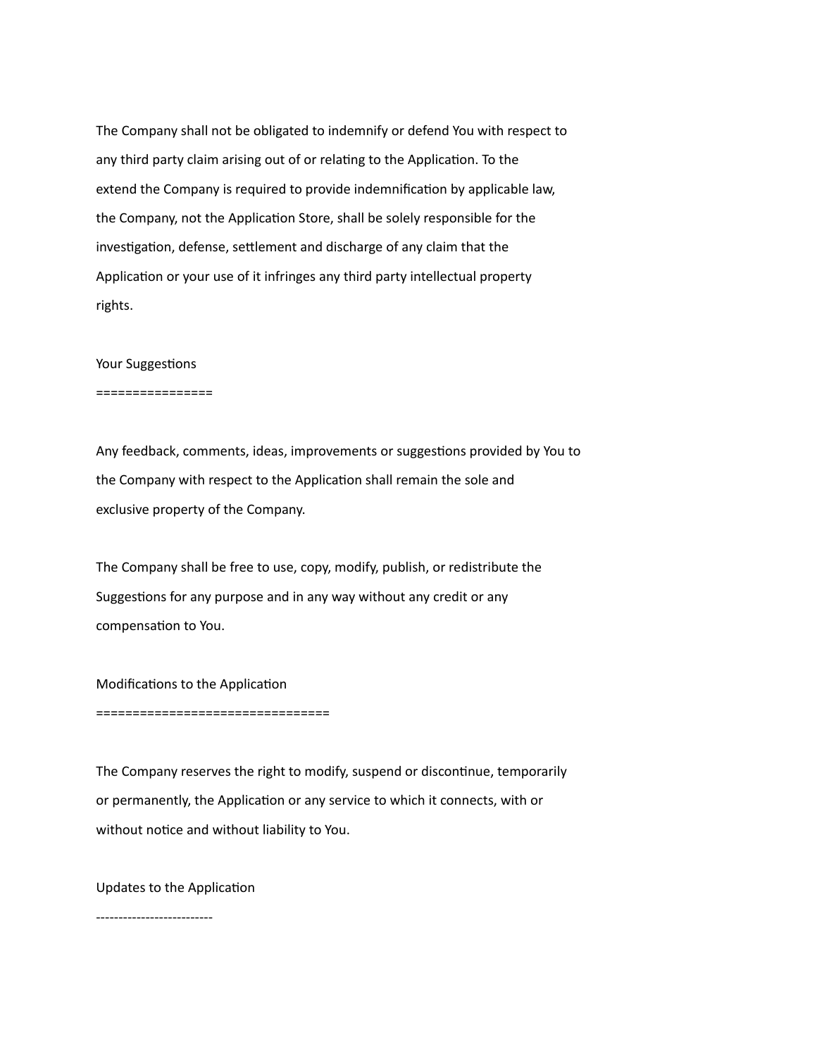The Company shall not be obligated to indemnify or defend You with respect to any third party claim arising out of or relating to the Application. To the extend the Company is required to provide indemnification by applicable law, the Company, not the Application Store, shall be solely responsible for the investigation, defense, settlement and discharge of any claim that the Application or your use of it infringes any third party intellectual property rights.

## Your Suggestions

Any feedback, comments, ideas, improvements or suggestions provided by You to the Company with respect to the Application shall remain the sole and exclusive property of the Company.

The Company shall be free to use, copy, modify, publish, or redistribute the Suggestions for any purpose and in any way without any credit or any compensation to You.

## Modifications to the Application

The Company reserves the right to modify, suspend or discontinue, temporarily or permanently, the Application or any service to which it connects, with or without notice and without liability to You.

### Updates to the Application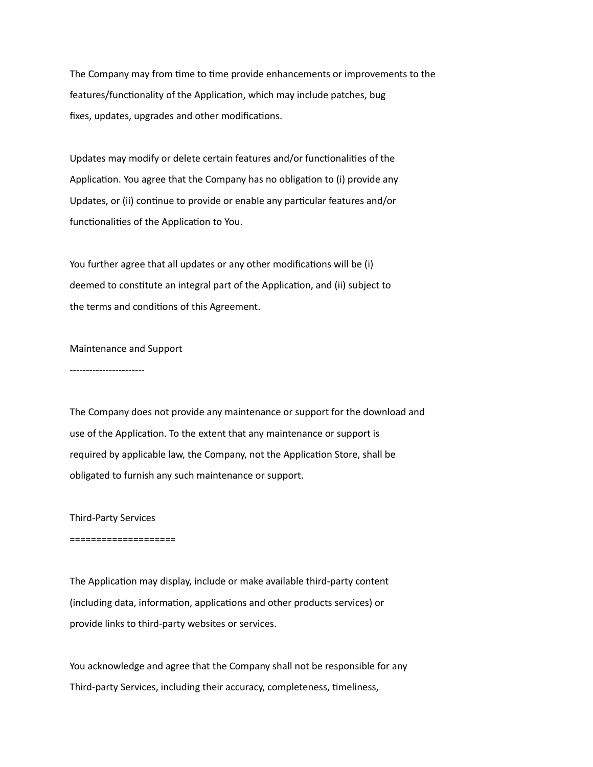The Company may from time to time provide enhancements or improvements to the features/functionality of the Application, which may include patches, bug fixes, updates, upgrades and other modifications.

Updates may modify or delete certain features and/or functionalities of the Application. You agree that the Company has no obligation to (i) provide any Updates, or (ii) continue to provide or enable any particular features and/or functionalities of the Application to You.

You further agree that all updates or any other modifications will be (i) deemed to constitute an integral part of the Application, and (ii) subject to the terms and conditions of this Agreement.

## Maintenance and Support

The Company does not provide any maintenance or support for the download and use of the Application. To the extent that any maintenance or support is required by applicable law, the Company, not the Application Store, shall be obligated to furnish any such maintenance or support.

# Third-Party Services

The Application may display, include or make available third-party content (including data, information, applications and other products services) or provide links to third-party websites or services.

You acknowledge and agree that the Company shall not be responsible for any Third-party Services, including their accuracy, completeness, timeliness,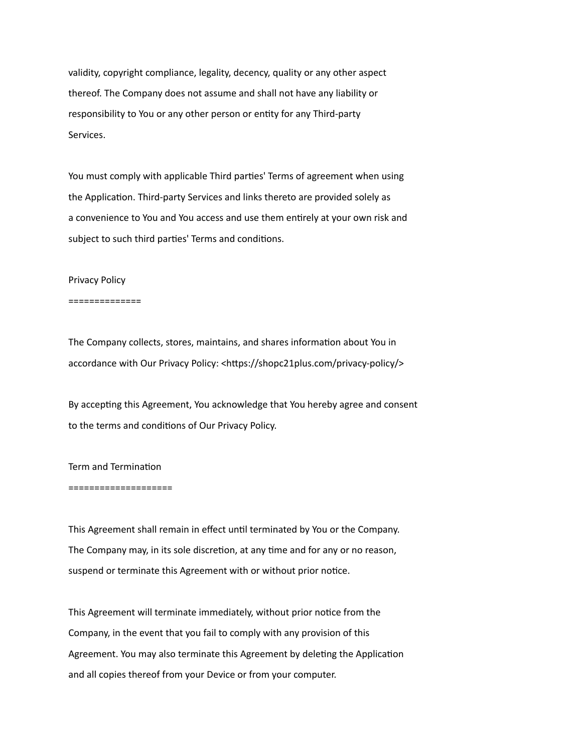validity, copyright compliance, legality, decency, quality or any other aspect thereof. The Company does not assume and shall not have any liability or responsibility to You or any other person or entity for any Third-party Services.

You must comply with applicable Third parties' Terms of agreement when using the Application. Third-party Services and links thereto are provided solely as a convenience to You and You access and use them entirely at your own risk and subject to such third parties' Terms and conditions.

## Privacy Policy

The Company collects, stores, maintains, and shares information about You in accordance with Our Privacy Policy: <https://shopc21plus.com/privacy-policy/>

By accepting this Agreement, You acknowledge that You hereby agree and consent to the terms and conditions of Our Privacy Policy.

## Term and Termination

This Agreement shall remain in effect until terminated by You or the Company. The Company may, in its sole discretion, at any time and for any or no reason, suspend or terminate this Agreement with or without prior notice.

This Agreement will terminate immediately, without prior notice from the Company, in the event that you fail to comply with any provision of this Agreement. You may also terminate this Agreement by deleting the Application and all copies thereof from your Device or from your computer.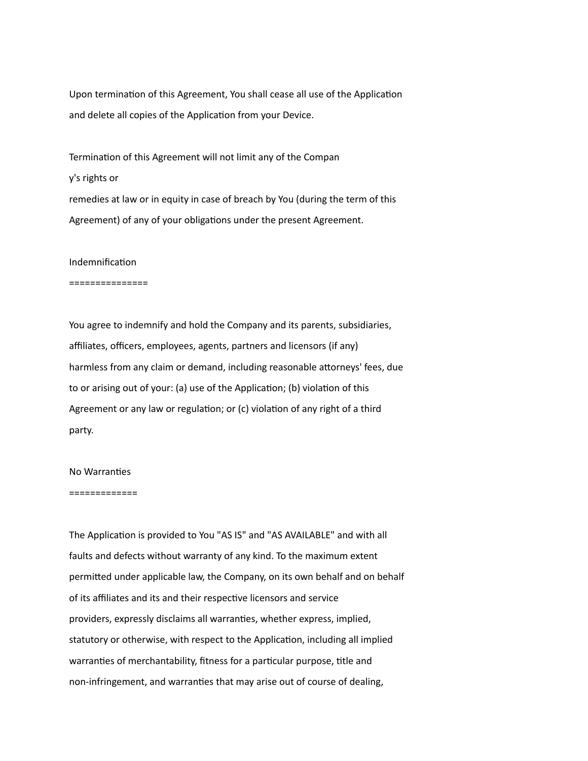Upon termination of this Agreement, You shall cease all use of the Application and delete all copies of the Application from your Device.

Termination of this Agreement will not limit any of the Company's rights or remedies at law or in equity in case of breach by You (during the term of this Agreement) of any of your obligations under the present Agreement.

## Indemnification

You agree to indemnify and hold the Company and its parents, subsidiaries, affiliates, officers, employees, agents, partners and licensors (if any) harmless from any claim or demand, including reasonable attorneys' fees, due to or arising out of your: (a) use of the Application; (b) violation of this Agreement or any law or regulation; or (c) violation of any right of a third party.

## No Warranties

The Application is provided to You "AS IS" and "AS AVAILABLE" and with all faults and defects without warranty of any kind. To the maximum extent permitted under applicable law, the Company, on its own behalf and on behalf of its affiliates and its and their respective licensors and service providers, expressly disclaims all warranties, whether express, implied, statutory or otherwise, with respect to the Application, including all implied warranties of merchantability, fitness for a particular purpose, title and non-infringement, and warranties that may arise out of course of dealing,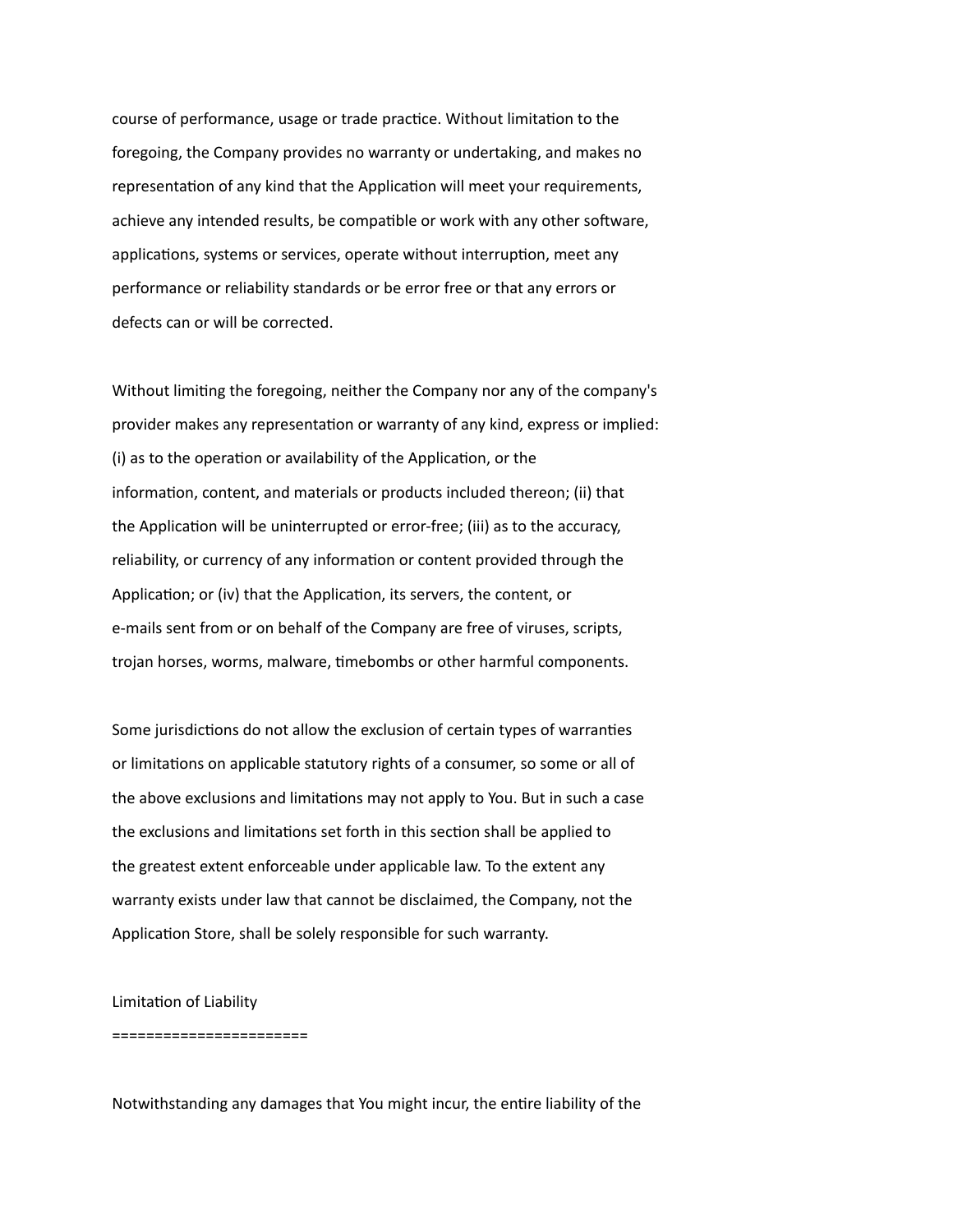course of performance, usage or trade practice. Without limitation to the foregoing, the Company provides no warranty or undertaking, and makes no representation of any kind that the Application will meet your requirements, achieve any intended results, be compatible or work with any other software, applications, systems or services, operate without interruption, meet any performance or reliability standards or be error free or that any errors or defects can or will be corrected.

Without limiting the foregoing, neither the Company nor any of the company's provider makes any representation or warranty of any kind, express or implied: (i) as to the operation or availability of the Application, or the information, content, and materials or products included thereon; (ii) that the Application will be uninterrupted or error-free; (iii) as to the accuracy, reliability, or currency of any information or content provided through the Application; or (iv) that the Application, its servers, the content, or e-mails sent from or on behalf of the Company are free of viruses, scripts, trojan horses, worms, malware, timebombs or other harmful components.

Some jurisdictions do not allow the exclusion of certain types of warranties or limitations on applicable statutory rights of a consumer, so some or all of the above exclusions and limitations may not apply to You. But in such a case the exclusions and limitations set forth in this section shall be applied to the greatest extent enforceable under applicable law. To the extent any warranty exists under law that cannot be disclaimed, the Company, not the Application Store, shall be solely responsible for such warranty.

## Limitation of Liability

Notwithstanding any damages that You might incur, the entire liability of the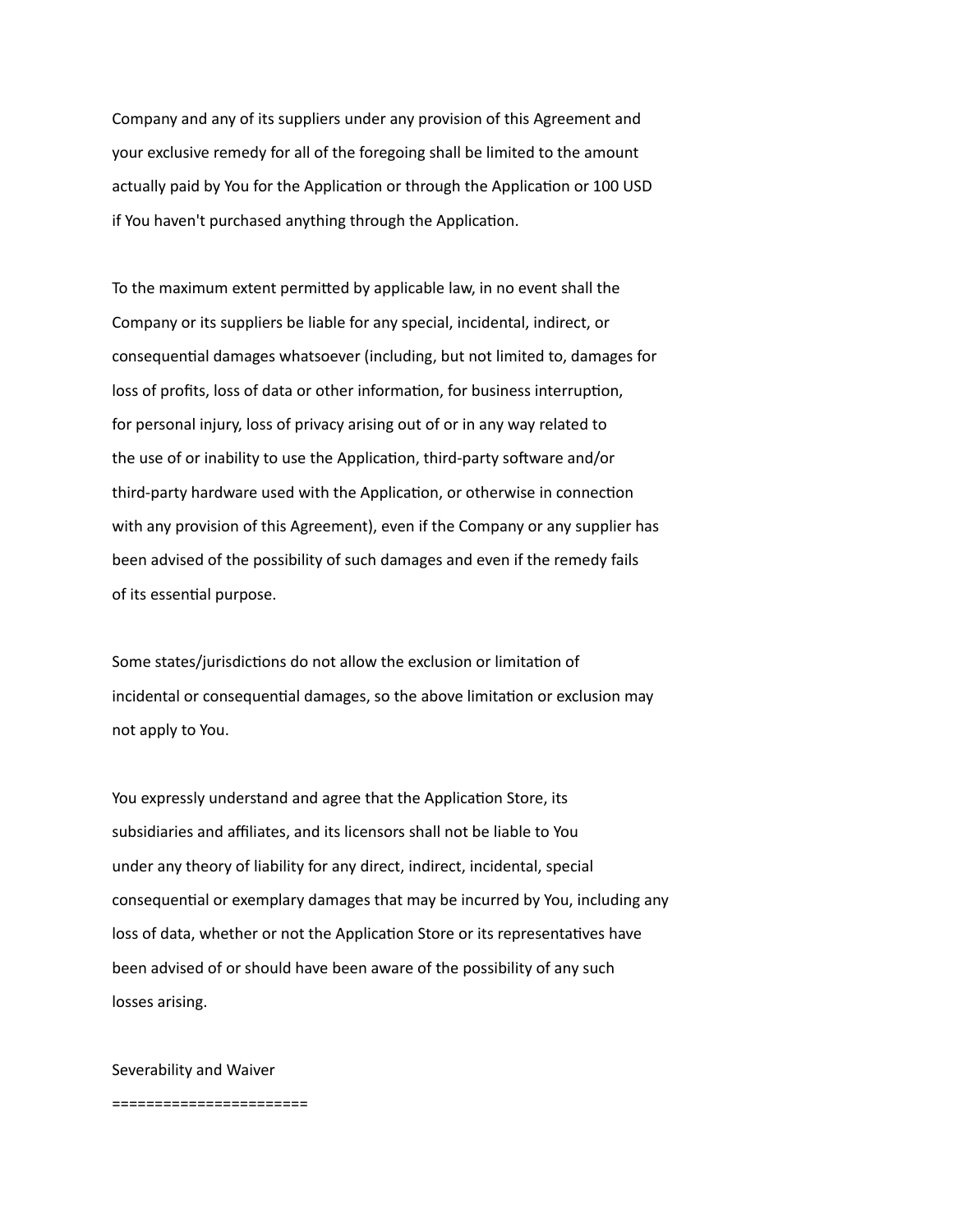Company and any of its suppliers under any provision of this Agreement and your exclusive remedy for all of the foregoing shall be limited to the amount actually paid by You for the Application or through the Application or 100 USD if You haven't purchased anything through the Application.

To the maximum extent permitted by applicable law, in no event shall the Company or its suppliers be liable for any special, incidental, indirect, or consequential damages whatsoever (including, but not limited to, damages for loss of profits, loss of data or other information, for business interruption, for personal injury, loss of privacy arising out of or in any way related to the use of or inability to use the Application, third-party software and/or third-party hardware used with the Application, or otherwise in connection with any provision of this Agreement), even if the Company or any supplier has been advised of the possibility of such damages and even if the remedy fails of its essential purpose.

Some states/jurisdictions do not allow the exclusion or limitation of incidental or consequential damages, so the above limitation or exclusion may not apply to You.

You expressly understand and agree that the Application Store, its subsidiaries and affiliates, and its licensors shall not be liable to You under any theory of liability for any direct, indirect, incidental, special consequential or exemplary damages that may be incurred by You, including any loss of data, whether or not the Application Store or its representatives have been advised of or should have been aware of the possibility of any such losses arising.

Severability and Waiver
=======================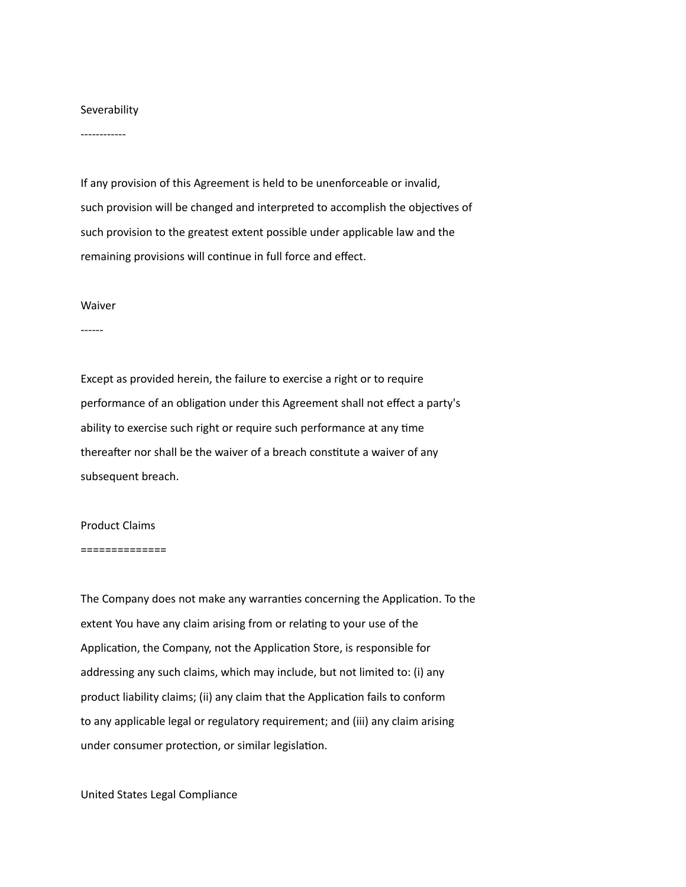### Severability

If any provision of this Agreement is held to be unenforceable or invalid, such provision will be changed and interpreted to accomplish the objectives of such provision to the greatest extent possible under applicable law and the remaining provisions will continue in full force and effect.

### Waiver

Except as provided herein, the failure to exercise a right or to require performance of an obligation under this Agreement shall not effect a party's ability to exercise such right or require such performance at any time thereafter nor shall be the waiver of a breach constitute a waiver of any subsequent breach.

## Product Claims

The Company does not make any warranties concerning the Application. To the extent You have any claim arising from or relating to your use of the Application, the Company, not the Application Store, is responsible for addressing any such claims, which may include, but not limited to: (i) any product liability claims; (ii) any claim that the Application fails to conform to any applicable legal or regulatory requirement; and (iii) any claim arising under consumer protection, or similar legislation.

United States Legal Compliance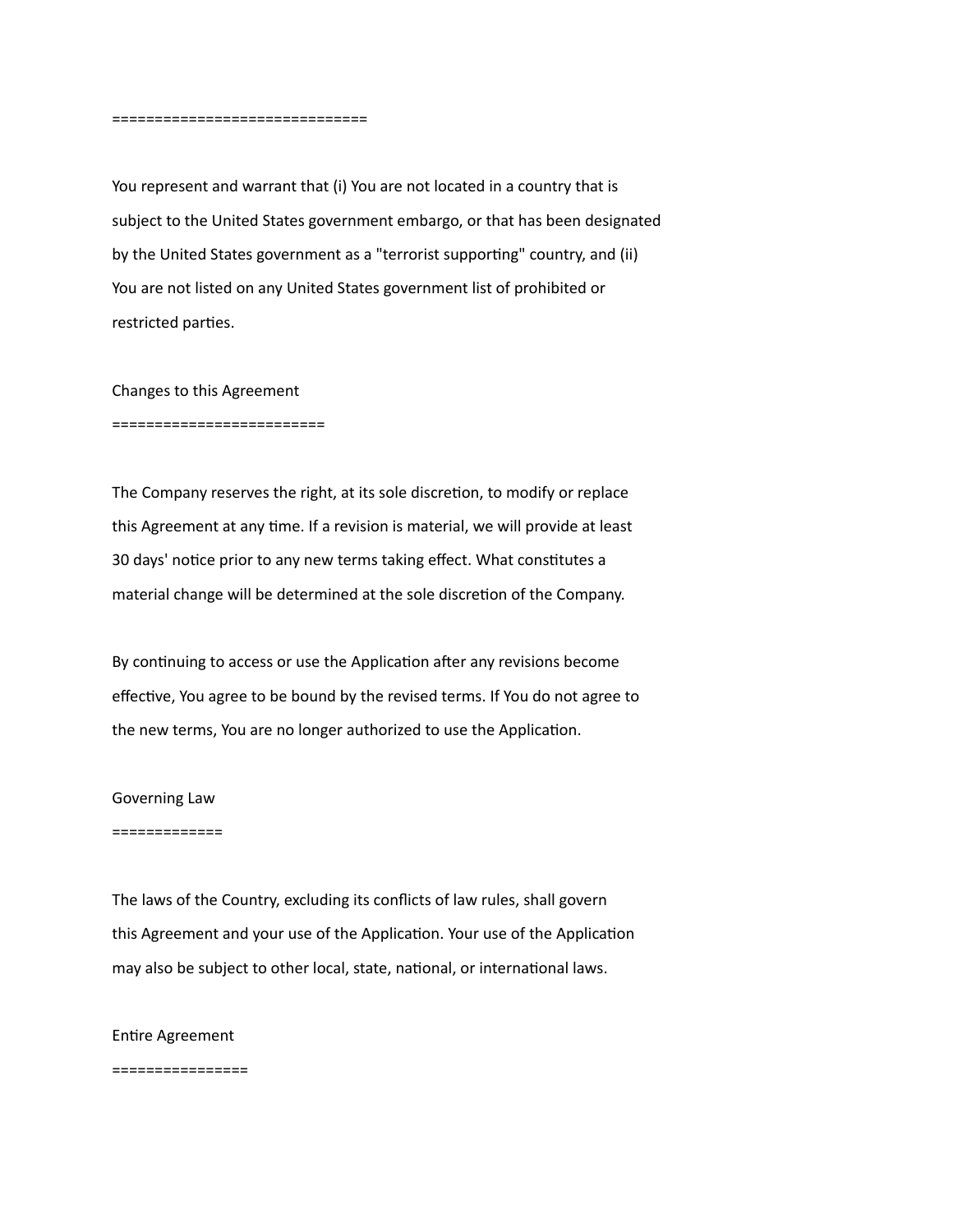You represent and warrant that (i) You are not located in a country that is subject to the United States government embargo, or that has been designated by the United States government as a "terrorist supporting" country, and (ii) You are not listed on any United States government list of prohibited or restricted parties.

## Changes to this Agreement

The Company reserves the right, at its sole discretion, to modify or replace this Agreement at any time. If a revision is material, we will provide at least 30 days' notice prior to any new terms taking effect. What constitutes a material change will be determined at the sole discretion of the Company.

By continuing to access or use the Application after any revisions become effective, You agree to be bound by the revised terms. If You do not agree to the new terms, You are no longer authorized to use the Application.

## Governing Law

The laws of the Country, excluding its conflicts of law rules, shall govern this Agreement and your use of the Application. Your use of the Application may also be subject to other local, state, national, or international laws.

## Entire Agreement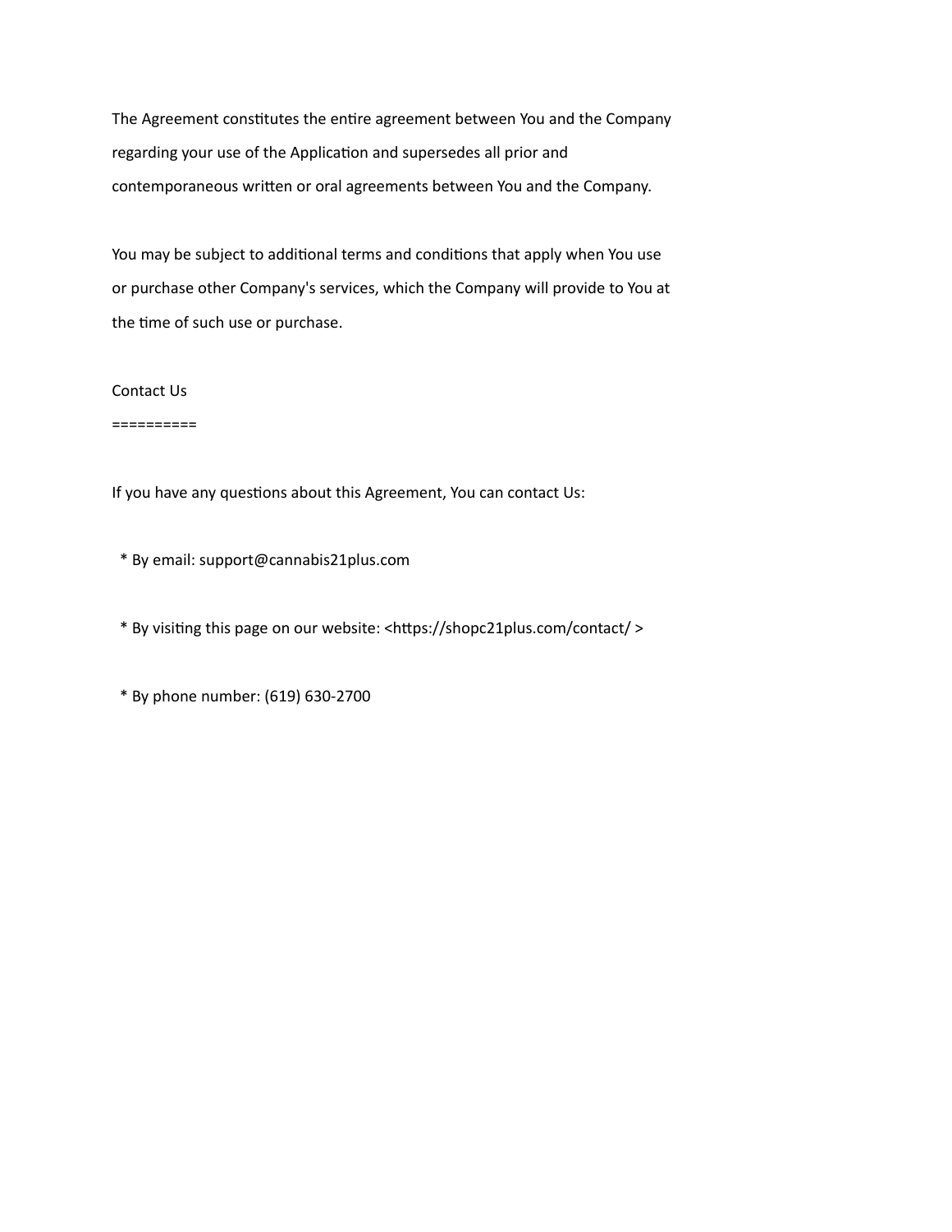The Agreement constitutes the entire agreement between You and the Company regarding your use of the Application and supersedes all prior and contemporaneous written or oral agreements between You and the Company.

You may be subject to additional terms and conditions that apply when You use or purchase other Company's services, which the Company will provide to You at the time of such use or purchase.

## Contact Us

If you have any questions about this Agreement, You can contact Us:

* By email: support@cannabis21plus.com

* By visiting this page on our website: <https://shopc21plus.com/contact/ >

* By phone number: (619) 630-2700